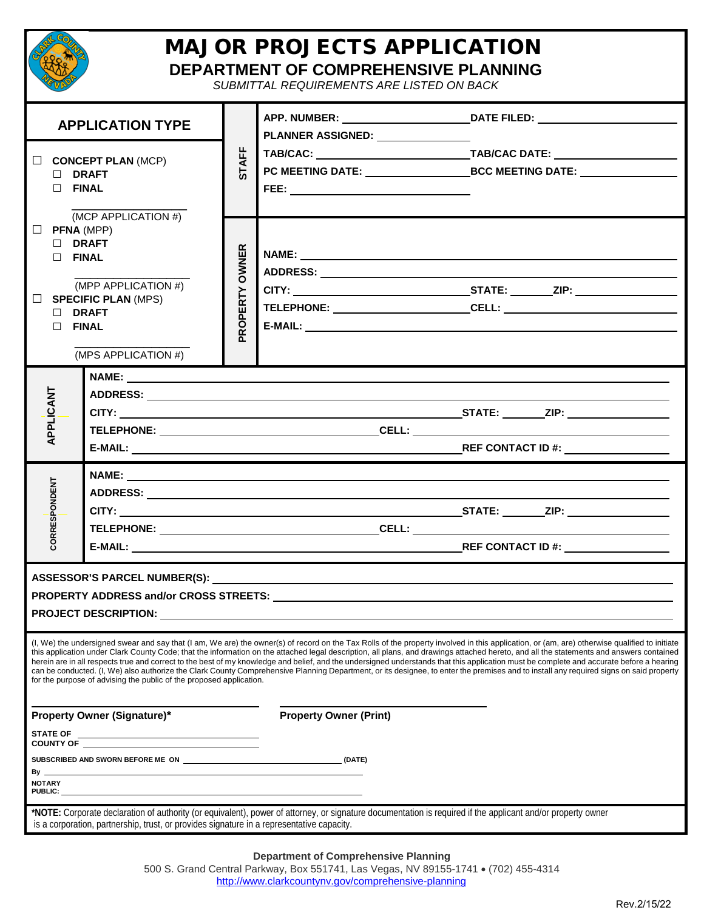# MAJOR PROJECTS APPLICATION

## DEPARTMENT OF COMPREHENSIVE PLANNING

*SUBMITTAL REQUIREMENTS ARE LISTED ON BACK*

| APPLICATION TYPE | STAFF |
|---|---|
| ☐ **CONCEPT PLAN** (MCP)<br>☐ **DRAFT**<br>☐ **FINAL**<br>\_\_\_\_\_\_\_\_\_\_\_\_\_\_\_\_ (MCP APPLICATION #) | **APP. NUMBER:** \_\_\_\_\_\_\_\_\_\_ **DATE FILED:** \_\_\_\_\_\_\_\_\_\_<br>**PLANNER ASSIGNED:** \_\_\_\_\_\_\_\_\_\_<br>**TAB/CAC:** \_\_\_\_\_\_\_\_\_\_ **TAB/CAC DATE:** \_\_\_\_\_\_\_\_\_\_<br>**PC MEETING DATE:** \_\_\_\_\_\_\_\_\_\_ **BCC MEETING DATE:** \_\_\_\_\_\_\_\_\_\_<br>**FEE:** \_\_\_\_\_\_\_\_\_\_ |
| ☐ **PFNA** (MPP)<br>☐ **DRAFT**<br>☐ **FINAL**<br>\_\_\_\_\_\_\_\_\_\_\_\_\_\_\_\_ (MPP APPLICATION #)<br>☐ **SPECIFIC PLAN** (MPS)<br>☐ **DRAFT**<br>☐ **FINAL**<br>\_\_\_\_\_\_\_\_\_\_\_\_\_\_\_\_ (MPS APPLICATION #) | **PROPERTY OWNER**<br>**NAME:** \_\_\_\_\_\_\_\_\_\_<br>**ADDRESS:** \_\_\_\_\_\_\_\_\_\_<br>**CITY:** \_\_\_\_\_\_\_\_\_\_ **STATE:** \_\_\_\_\_ **ZIP:** \_\_\_\_\_\_\_\_\_\_<br>**TELEPHONE:** \_\_\_\_\_\_\_\_\_\_ **CELL:** \_\_\_\_\_\_\_\_\_\_<br>**E-MAIL:** \_\_\_\_\_\_\_\_\_\_ |

**APPLICANT**

**NAME:** \_\_\_\_\_\_\_\_\_\_\_\_\_\_\_\_\_\_\_\_\_\_\_\_\_\_\_\_\_\_\_\_
**ADDRESS:** \_\_\_\_\_\_\_\_\_\_\_\_\_\_\_\_\_\_\_\_\_\_\_\_\_\_\_\_\_\_\_\_
**CITY:** \_\_\_\_\_\_\_\_\_\_\_\_\_\_\_\_ **STATE:** \_\_\_\_\_ **ZIP:** \_\_\_\_\_\_\_\_\_\_
**TELEPHONE:** \_\_\_\_\_\_\_\_\_\_\_\_\_\_\_\_ **CELL:** \_\_\_\_\_\_\_\_\_\_\_\_\_\_\_\_
**E-MAIL:** \_\_\_\_\_\_\_\_\_\_\_\_\_\_\_\_ **REF CONTACT ID #:** \_\_\_\_\_\_\_\_\_\_

**CORRESPONDENT**

**NAME:** \_\_\_\_\_\_\_\_\_\_\_\_\_\_\_\_\_\_\_\_\_\_\_\_\_\_\_\_\_\_\_\_
**ADDRESS:** \_\_\_\_\_\_\_\_\_\_\_\_\_\_\_\_\_\_\_\_\_\_\_\_\_\_\_\_\_\_\_\_
**CITY:** \_\_\_\_\_\_\_\_\_\_\_\_\_\_\_\_ **STATE:** \_\_\_\_\_ **ZIP:** \_\_\_\_\_\_\_\_\_\_
**TELEPHONE:** \_\_\_\_\_\_\_\_\_\_\_\_\_\_\_\_ **CELL:** \_\_\_\_\_\_\_\_\_\_\_\_\_\_\_\_
**E-MAIL:** \_\_\_\_\_\_\_\_\_\_\_\_\_\_\_\_ **REF CONTACT ID #:** \_\_\_\_\_\_\_\_\_\_

**ASSESSOR'S PARCEL NUMBER(S):** \_\_\_\_\_\_\_\_\_\_\_\_\_\_\_\_\_\_\_\_\_\_\_\_\_\_\_\_\_\_\_\_
**PROPERTY ADDRESS and/or CROSS STREETS:** \_\_\_\_\_\_\_\_\_\_\_\_\_\_\_\_\_\_\_\_\_\_\_\_\_\_\_\_\_\_\_\_
**PROJECT DESCRIPTION:** \_\_\_\_\_\_\_\_\_\_\_\_\_\_\_\_\_\_\_\_\_\_\_\_\_\_\_\_\_\_\_\_

(I, We) the undersigned swear and say that (I am, We are) the owner(s) of record on the Tax Rolls of the property involved in this application, or (am, are) otherwise qualified to initiate this application under Clark County Code; that the information on the attached legal description, all plans, and drawings attached hereto, and all the statements and answers contained herein are in all respects true and correct to the best of my knowledge and belief, and the undersigned understands that this application must be complete and accurate before a hearing can be conducted. (I, We) also authorize the Clark County Comprehensive Planning Department, or its designee, to enter the premises and to install any required signs on said property for the purpose of advising the public of the proposed application.

\_\_\_\_\_\_\_\_\_\_\_\_\_\_\_\_\_\_\_\_\_\_\_\_ \_\_\_\_\_\_\_\_\_\_\_\_\_\_\_\_\_\_\_\_\_\_\_\_
**Property Owner (Signature)*** **Property Owner (Print)**

**STATE OF** \_\_\_\_\_\_\_\_\_\_\_\_\_\_\_\_
**COUNTY OF** \_\_\_\_\_\_\_\_\_\_\_\_\_\_\_\_

**SUBSCRIBED AND SWORN BEFORE ME ON** \_\_\_\_\_\_\_\_\_\_\_\_\_\_\_\_ **(DATE)**
**By** \_\_\_\_\_\_\_\_\_\_\_\_\_\_\_\_\_\_\_\_\_\_\_\_
**NOTARY PUBLIC:** \_\_\_\_\_\_\_\_\_\_\_\_\_\_\_\_\_\_\_\_\_\_\_\_

***NOTE:** Corporate declaration of authority (or equivalent), power of attorney, or signature documentation is required if the applicant and/or property owner is a corporation, partnership, trust, or provides signature in a representative capacity.

**Department of Comprehensive Planning**
500 S. Grand Central Parkway, Box 551741, Las Vegas, NV 89155-1741 • (702) 455-4314
http://www.clarkcountynv.gov/comprehensive-planning

Rev.2/15/22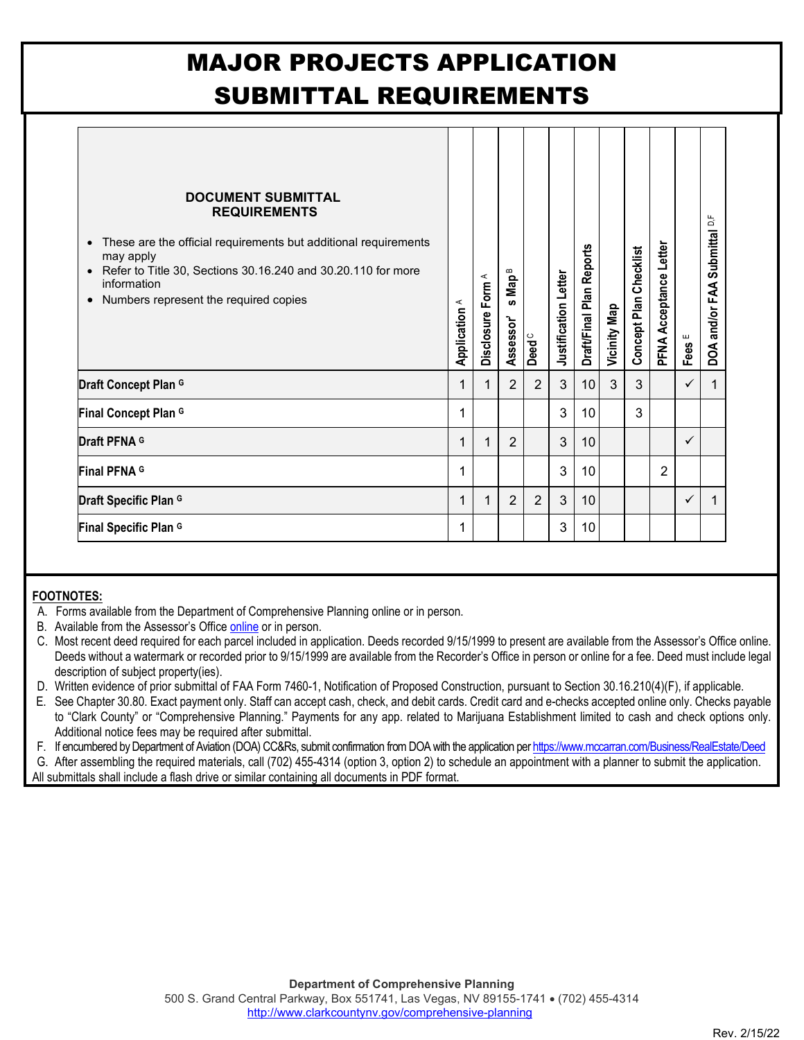# MAJOR PROJECTS APPLICATION SUBMITTAL REQUIREMENTS

| **DOCUMENT SUBMITTAL REQUIREMENTS**<br>• These are the official requirements but additional requirements may apply<br>• Refer to Title 30, Sections 30.16.240 and 30.20.110 for more information<br>• Numbers represent the required copies | Application [A] | Disclosure Form [A] | Assessor's Map [B] | Deed [C] | Justification Letter | Draft/Final Plan Reports | Vicinity Map | Concept Plan Checklist | PFNA Acceptance Letter | Fees [E] | DOA and/or FAA Submittal [D,F] |
|---|---|---|---|---|---|---|---|---|---|---|---|
| **Draft Concept Plan [G]** | 1 | 1 | 2 | 2 | 3 | 10 | 3 | 3 | | ✓ | 1 |
| **Final Concept Plan [G]** | 1 | | | | 3 | 10 | | 3 | | | |
| **Draft PFNA [G]** | 1 | 1 | 2 | | 3 | 10 | | | | ✓ | |
| **Final PFNA [G]** | 1 | | | | 3 | 10 | | | 2 | | |
| **Draft Specific Plan [G]** | 1 | 1 | 2 | 2 | 3 | 10 | | | | ✓ | 1 |
| **Final Specific Plan [G]** | 1 | | | | 3 | 10 | | | | | |

**FOOTNOTES:**

A. Forms available from the Department of Comprehensive Planning online or in person.
B. Available from the Assessor's Office online or in person.
C. Most recent deed required for each parcel included in application. Deeds recorded 9/15/1999 to present are available from the Assessor's Office online. Deeds without a watermark or recorded prior to 9/15/1999 are available from the Recorder's Office in person or online for a fee. Deed must include legal description of subject property(ies).
D. Written evidence of prior submittal of FAA Form 7460-1, Notification of Proposed Construction, pursuant to Section 30.16.210(4)(F), if applicable.
E. See Chapter 30.80. Exact payment only. Staff can accept cash, check, and debit cards. Credit card and e-checks accepted online only. Checks payable to "Clark County" or "Comprehensive Planning." Payments for any app. related to Marijuana Establishment limited to cash and check options only. Additional notice fees may be required after submittal.
F. If encumbered by Department of Aviation (DOA) CC&Rs, submit confirmation from DOA with the application per https://www.mccarran.com/Business/RealEstate/Deed
G. After assembling the required materials, call (702) 455-4314 (option 3, option 2) to schedule an appointment with a planner to submit the application.

All submittals shall include a flash drive or similar containing all documents in PDF format.

**Department of Comprehensive Planning**
500 S. Grand Central Parkway, Box 551741, Las Vegas, NV 89155-1741 • (702) 455-4314
http://www.clarkcountynv.gov/comprehensive-planning

Rev. 2/15/22